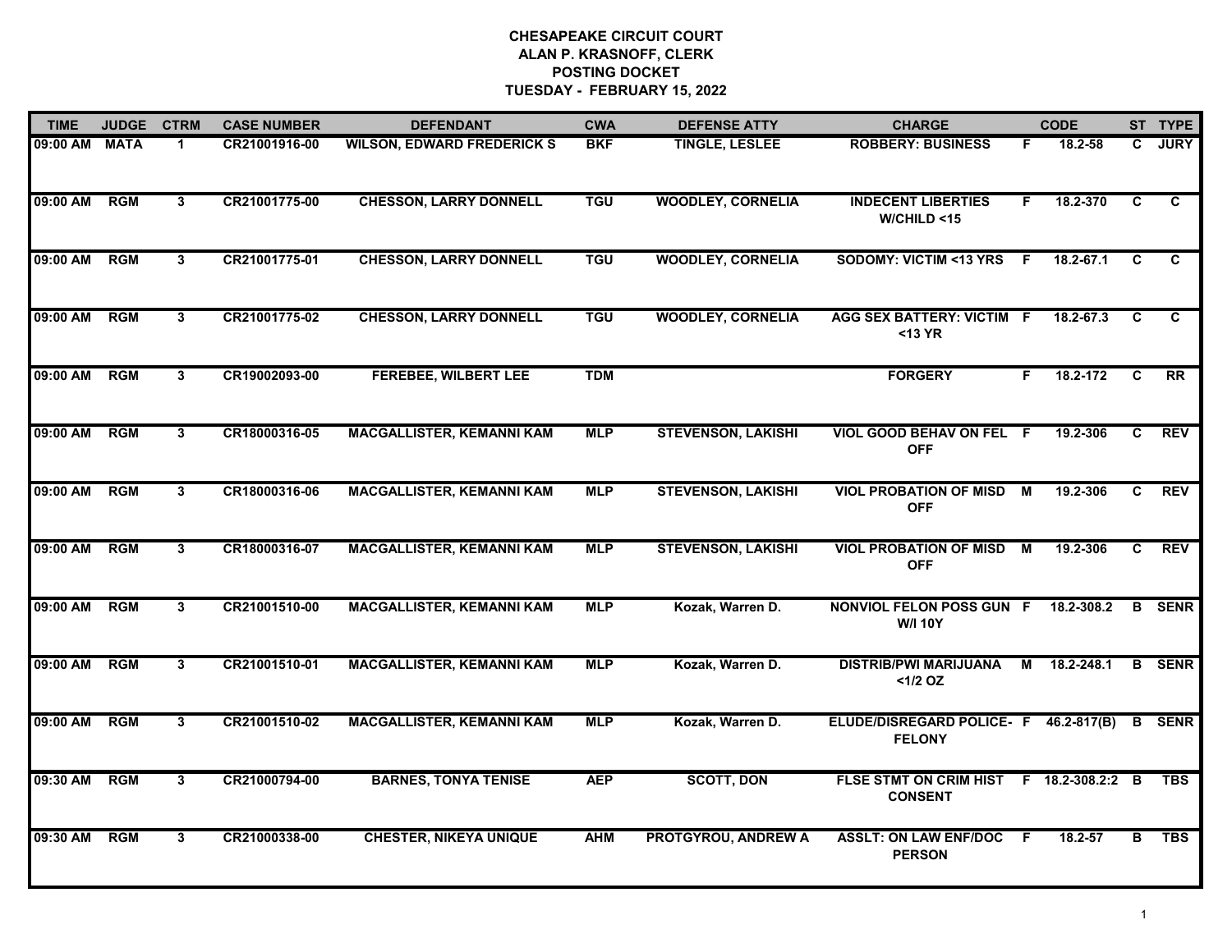# CHESAPEAKE CIRCUIT COURT
## ALAN P. KRASNOFF, CLERK
## POSTING DOCKET
## TUESDAY - FEBRUARY 15, 2022

| TIME | JUDGE | CTRM | CASE NUMBER | DEFENDANT | CWA | DEFENSE ATTY | CHARGE | | CODE | ST | TYPE |
|---|---|---|---|---|---|---|---|---|---|---|---|
| 09:00 AM | MATA | 1 | CR21001916-00 | WILSON, EDWARD FREDERICK S | BKF | TINGLE, LESLEE | ROBBERY: BUSINESS | F | 18.2-58 | C | JURY |
| 09:00 AM | RGM | 3 | CR21001775-00 | CHESSON, LARRY DONNELL | TGU | WOODLEY, CORNELIA | INDECENT LIBERTIES W/CHILD <15 | F | 18.2-370 | C | C |
| 09:00 AM | RGM | 3 | CR21001775-01 | CHESSON, LARRY DONNELL | TGU | WOODLEY, CORNELIA | SODOMY: VICTIM <13 YRS | F | 18.2-67.1 | C | C |
| 09:00 AM | RGM | 3 | CR21001775-02 | CHESSON, LARRY DONNELL | TGU | WOODLEY, CORNELIA | AGG SEX BATTERY: VICTIM <13 YR | F | 18.2-67.3 | C | C |
| 09:00 AM | RGM | 3 | CR19002093-00 | FEREBEE, WILBERT LEE | TDM | | FORGERY | F | 18.2-172 | C | RR |
| 09:00 AM | RGM | 3 | CR18000316-05 | MACGALLISTER, KEMANNI KAM | MLP | STEVENSON, LAKISHI | VIOL GOOD BEHAV ON FEL OFF | F | 19.2-306 | C | REV |
| 09:00 AM | RGM | 3 | CR18000316-06 | MACGALLISTER, KEMANNI KAM | MLP | STEVENSON, LAKISHI | VIOL PROBATION OF MISD OFF | M | 19.2-306 | C | REV |
| 09:00 AM | RGM | 3 | CR18000316-07 | MACGALLISTER, KEMANNI KAM | MLP | STEVENSON, LAKISHI | VIOL PROBATION OF MISD OFF | M | 19.2-306 | C | REV |
| 09:00 AM | RGM | 3 | CR21001510-00 | MACGALLISTER, KEMANNI KAM | MLP | Kozak, Warren D. | NONVIOL FELON POSS GUN W/I 10Y | F | 18.2-308.2 | B | SENR |
| 09:00 AM | RGM | 3 | CR21001510-01 | MACGALLISTER, KEMANNI KAM | MLP | Kozak, Warren D. | DISTRIB/PWI MARIJUANA <1/2 OZ | M | 18.2-248.1 | B | SENR |
| 09:00 AM | RGM | 3 | CR21001510-02 | MACGALLISTER, KEMANNI KAM | MLP | Kozak, Warren D. | ELUDE/DISREGARD POLICE- FELONY | F | 46.2-817(B) | B | SENR |
| 09:30 AM | RGM | 3 | CR21000794-00 | BARNES, TONYA TENISE | AEP | SCOTT, DON | FLSE STMT ON CRIM HIST CONSENT | F | 18.2-308.2:2 | B | TBS |
| 09:30 AM | RGM | 3 | CR21000338-00 | CHESTER, NIKEYA UNIQUE | AHM | PROTGYROU, ANDREW A | ASSLT: ON LAW ENF/DOC PERSON | F | 18.2-57 | B | TBS |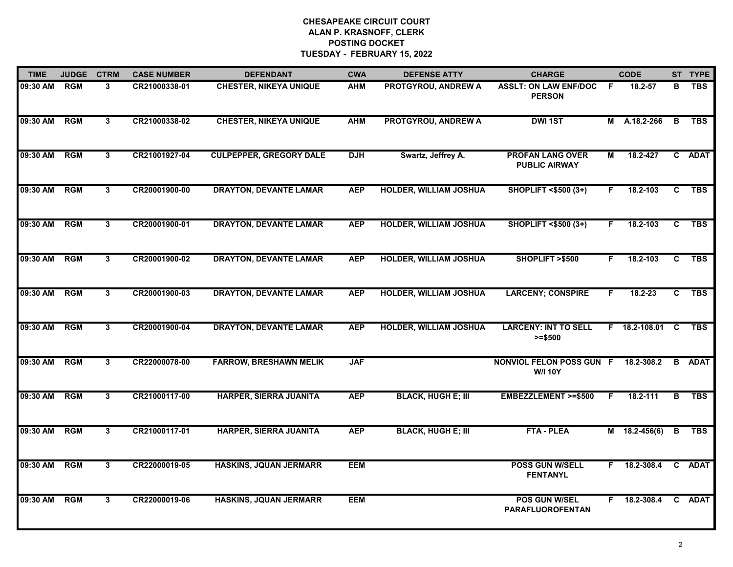**CHESAPEAKE CIRCUIT COURT**
**ALAN P. KRASNOFF, CLERK**
**POSTING DOCKET**
**TUESDAY - FEBRUARY 15, 2022**

| TIME | JUDGE | CTRM | CASE NUMBER | DEFENDANT | CWA | DEFENSE ATTY | CHARGE | | CODE | ST | TYPE |
|---|---|---|---|---|---|---|---|---|---|---|---|
| 09:30 AM | RGM | 3 | CR21000338-01 | CHESTER, NIKEYA UNIQUE | AHM | PROTGYROU, ANDREW A | ASSLT: ON LAW ENF/DOC PERSON | F | 18.2-57 | B | TBS |
| 09:30 AM | RGM | 3 | CR21000338-02 | CHESTER, NIKEYA UNIQUE | AHM | PROTGYROU, ANDREW A | DWI 1ST | M | A.18.2-266 | B | TBS |
| 09:30 AM | RGM | 3 | CR21001927-04 | CULPEPPER, GREGORY DALE | DJH | Swartz, Jeffrey A. | PROFAN LANG OVER PUBLIC AIRWAY | M | 18.2-427 | C | ADAT |
| 09:30 AM | RGM | 3 | CR20001900-00 | DRAYTON, DEVANTE LAMAR | AEP | HOLDER, WILLIAM JOSHUA | SHOPLIFT <$500 (3+) | F | 18.2-103 | C | TBS |
| 09:30 AM | RGM | 3 | CR20001900-01 | DRAYTON, DEVANTE LAMAR | AEP | HOLDER, WILLIAM JOSHUA | SHOPLIFT <$500 (3+) | F | 18.2-103 | C | TBS |
| 09:30 AM | RGM | 3 | CR20001900-02 | DRAYTON, DEVANTE LAMAR | AEP | HOLDER, WILLIAM JOSHUA | SHOPLIFT >$500 | F | 18.2-103 | C | TBS |
| 09:30 AM | RGM | 3 | CR20001900-03 | DRAYTON, DEVANTE LAMAR | AEP | HOLDER, WILLIAM JOSHUA | LARCENY; CONSPIRE | F | 18.2-23 | C | TBS |
| 09:30 AM | RGM | 3 | CR20001900-04 | DRAYTON, DEVANTE LAMAR | AEP | HOLDER, WILLIAM JOSHUA | LARCENY: INT TO SELL >=$500 | F | 18.2-108.01 | C | TBS |
| 09:30 AM | RGM | 3 | CR22000078-00 | FARROW, BRESHAWN MELIK | JAF | | NONVIOL FELON POSS GUN W/I 10Y | F | 18.2-308.2 | B | ADAT |
| 09:30 AM | RGM | 3 | CR21000117-00 | HARPER, SIERRA JUANITA | AEP | BLACK, HUGH E; III | EMBEZZLEMENT >=$500 | F | 18.2-111 | B | TBS |
| 09:30 AM | RGM | 3 | CR21000117-01 | HARPER, SIERRA JUANITA | AEP | BLACK, HUGH E; III | FTA - PLEA | M | 18.2-456(6) | B | TBS |
| 09:30 AM | RGM | 3 | CR22000019-05 | HASKINS, JQUAN JERMARR | EEM | | POSS GUN W/SELL FENTANYL | F | 18.2-308.4 | C | ADAT |
| 09:30 AM | RGM | 3 | CR22000019-06 | HASKINS, JQUAN JERMARR | EEM | | POS GUN W/SEL PARAFLUOROFENTAN | F | 18.2-308.4 | C | ADAT |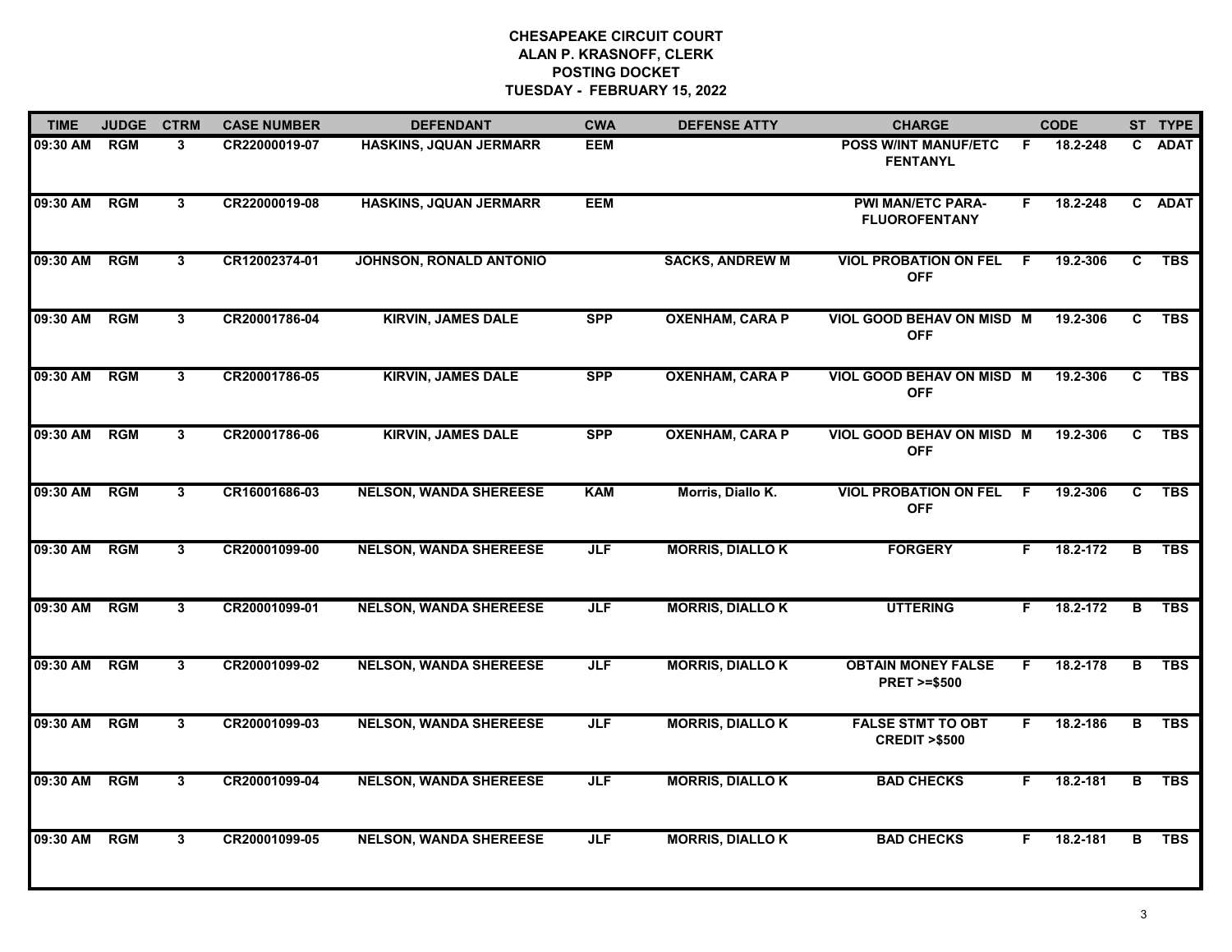**CHESAPEAKE CIRCUIT COURT**
**ALAN P. KRASNOFF, CLERK**
**POSTING DOCKET**
**TUESDAY - FEBRUARY 15, 2022**

| TIME | JUDGE | CTRM | CASE NUMBER | DEFENDANT | CWA | DEFENSE ATTY | CHARGE | | CODE | ST | TYPE |
|---|---|---|---|---|---|---|---|---|---|---|---|
| 09:30 AM | RGM | 3 | CR22000019-07 | HASKINS, JQUAN JERMARR | EEM | | POSS W/INT MANUF/ETC FENTANYL | F | 18.2-248 | C | ADAT |
| 09:30 AM | RGM | 3 | CR22000019-08 | HASKINS, JQUAN JERMARR | EEM | | PWI MAN/ETC PARA-FLUOROFENTANY | F | 18.2-248 | C | ADAT |
| 09:30 AM | RGM | 3 | CR12002374-01 | JOHNSON, RONALD ANTONIO | | SACKS, ANDREW M | VIOL PROBATION ON FEL OFF | F | 19.2-306 | C | TBS |
| 09:30 AM | RGM | 3 | CR20001786-04 | KIRVIN, JAMES DALE | SPP | OXENHAM, CARA P | VIOL GOOD BEHAV ON MISD OFF | M | 19.2-306 | C | TBS |
| 09:30 AM | RGM | 3 | CR20001786-05 | KIRVIN, JAMES DALE | SPP | OXENHAM, CARA P | VIOL GOOD BEHAV ON MISD OFF | M | 19.2-306 | C | TBS |
| 09:30 AM | RGM | 3 | CR20001786-06 | KIRVIN, JAMES DALE | SPP | OXENHAM, CARA P | VIOL GOOD BEHAV ON MISD OFF | M | 19.2-306 | C | TBS |
| 09:30 AM | RGM | 3 | CR16001686-03 | NELSON, WANDA SHEREESE | KAM | Morris, Diallo K. | VIOL PROBATION ON FEL OFF | F | 19.2-306 | C | TBS |
| 09:30 AM | RGM | 3 | CR20001099-00 | NELSON, WANDA SHEREESE | JLF | MORRIS, DIALLO K | FORGERY | F | 18.2-172 | B | TBS |
| 09:30 AM | RGM | 3 | CR20001099-01 | NELSON, WANDA SHEREESE | JLF | MORRIS, DIALLO K | UTTERING | F | 18.2-172 | B | TBS |
| 09:30 AM | RGM | 3 | CR20001099-02 | NELSON, WANDA SHEREESE | JLF | MORRIS, DIALLO K | OBTAIN MONEY FALSE PRET >=$500 | F | 18.2-178 | B | TBS |
| 09:30 AM | RGM | 3 | CR20001099-03 | NELSON, WANDA SHEREESE | JLF | MORRIS, DIALLO K | FALSE STMT TO OBT CREDIT >$500 | F | 18.2-186 | B | TBS |
| 09:30 AM | RGM | 3 | CR20001099-04 | NELSON, WANDA SHEREESE | JLF | MORRIS, DIALLO K | BAD CHECKS | F | 18.2-181 | B | TBS |
| 09:30 AM | RGM | 3 | CR20001099-05 | NELSON, WANDA SHEREESE | JLF | MORRIS, DIALLO K | BAD CHECKS | F | 18.2-181 | B | TBS |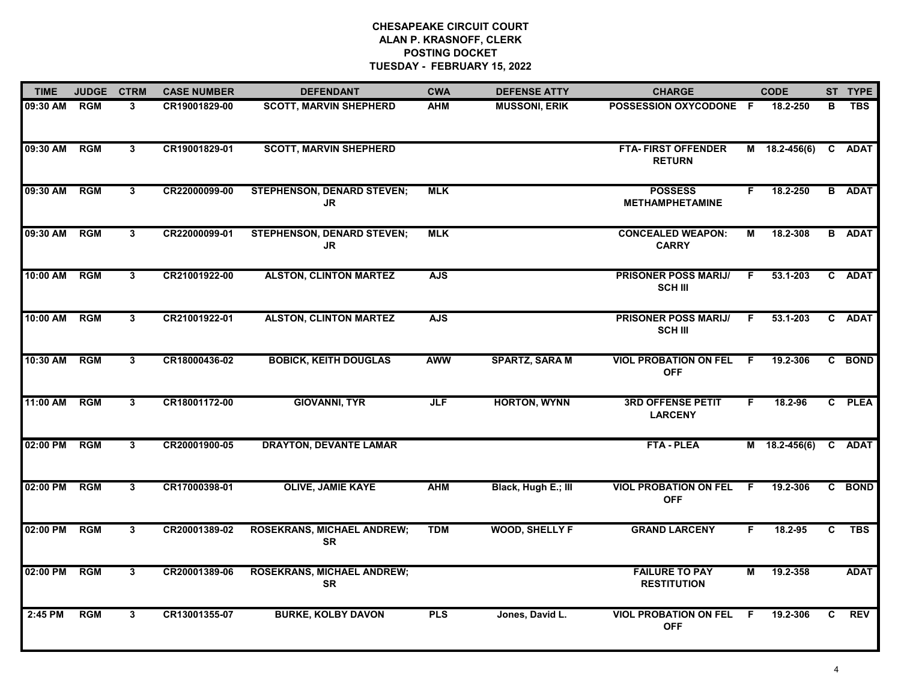**CHESAPEAKE CIRCUIT COURT**
**ALAN P. KRASNOFF, CLERK**
**POSTING DOCKET**
**TUESDAY - FEBRUARY 15, 2022**

| TIME | JUDGE | CTRM | CASE NUMBER | DEFENDANT | CWA | DEFENSE ATTY | CHARGE | | CODE | ST | TYPE |
|---|---|---|---|---|---|---|---|---|---|---|---|
| 09:30 AM | RGM | 3 | CR19001829-00 | SCOTT, MARVIN SHEPHERD | AHM | MUSSONI, ERIK | POSSESSION OXYCODONE | F | 18.2-250 | B | TBS |
| 09:30 AM | RGM | 3 | CR19001829-01 | SCOTT, MARVIN SHEPHERD | | | FTA- FIRST OFFENDER RETURN | M | 18.2-456(6) | C | ADAT |
| 09:30 AM | RGM | 3 | CR22000099-00 | STEPHENSON, DENARD STEVEN; JR | MLK | | POSSESS METHAMPHETAMINE | F | 18.2-250 | B | ADAT |
| 09:30 AM | RGM | 3 | CR22000099-01 | STEPHENSON, DENARD STEVEN; JR | MLK | | CONCEALED WEAPON: CARRY | M | 18.2-308 | B | ADAT |
| 10:00 AM | RGM | 3 | CR21001922-00 | ALSTON, CLINTON MARTEZ | AJS | | PRISONER POSS MARIJ/ SCH III | F | 53.1-203 | C | ADAT |
| 10:00 AM | RGM | 3 | CR21001922-01 | ALSTON, CLINTON MARTEZ | AJS | | PRISONER POSS MARIJ/ SCH III | F | 53.1-203 | C | ADAT |
| 10:30 AM | RGM | 3 | CR18000436-02 | BOBICK, KEITH DOUGLAS | AWW | SPARTZ, SARA M | VIOL PROBATION ON FEL OFF | F | 19.2-306 | C | BOND |
| 11:00 AM | RGM | 3 | CR18001172-00 | GIOVANNI, TYR | JLF | HORTON, WYNN | 3RD OFFENSE PETIT LARCENY | F | 18.2-96 | C | PLEA |
| 02:00 PM | RGM | 3 | CR20001900-05 | DRAYTON, DEVANTE LAMAR | | | FTA - PLEA | M | 18.2-456(6) | C | ADAT |
| 02:00 PM | RGM | 3 | CR17000398-01 | OLIVE, JAMIE KAYE | AHM | Black, Hugh E.; III | VIOL PROBATION ON FEL OFF | F | 19.2-306 | C | BOND |
| 02:00 PM | RGM | 3 | CR20001389-02 | ROSEKRANS, MICHAEL ANDREW; SR | TDM | WOOD, SHELLY F | GRAND LARCENY | F | 18.2-95 | C | TBS |
| 02:00 PM | RGM | 3 | CR20001389-06 | ROSEKRANS, MICHAEL ANDREW; SR | | | FAILURE TO PAY RESTITUTION | M | 19.2-358 | | ADAT |
| 2:45 PM | RGM | 3 | CR13001355-07 | BURKE, KOLBY DAVON | PLS | Jones, David L. | VIOL PROBATION ON FEL OFF | F | 19.2-306 | C | REV |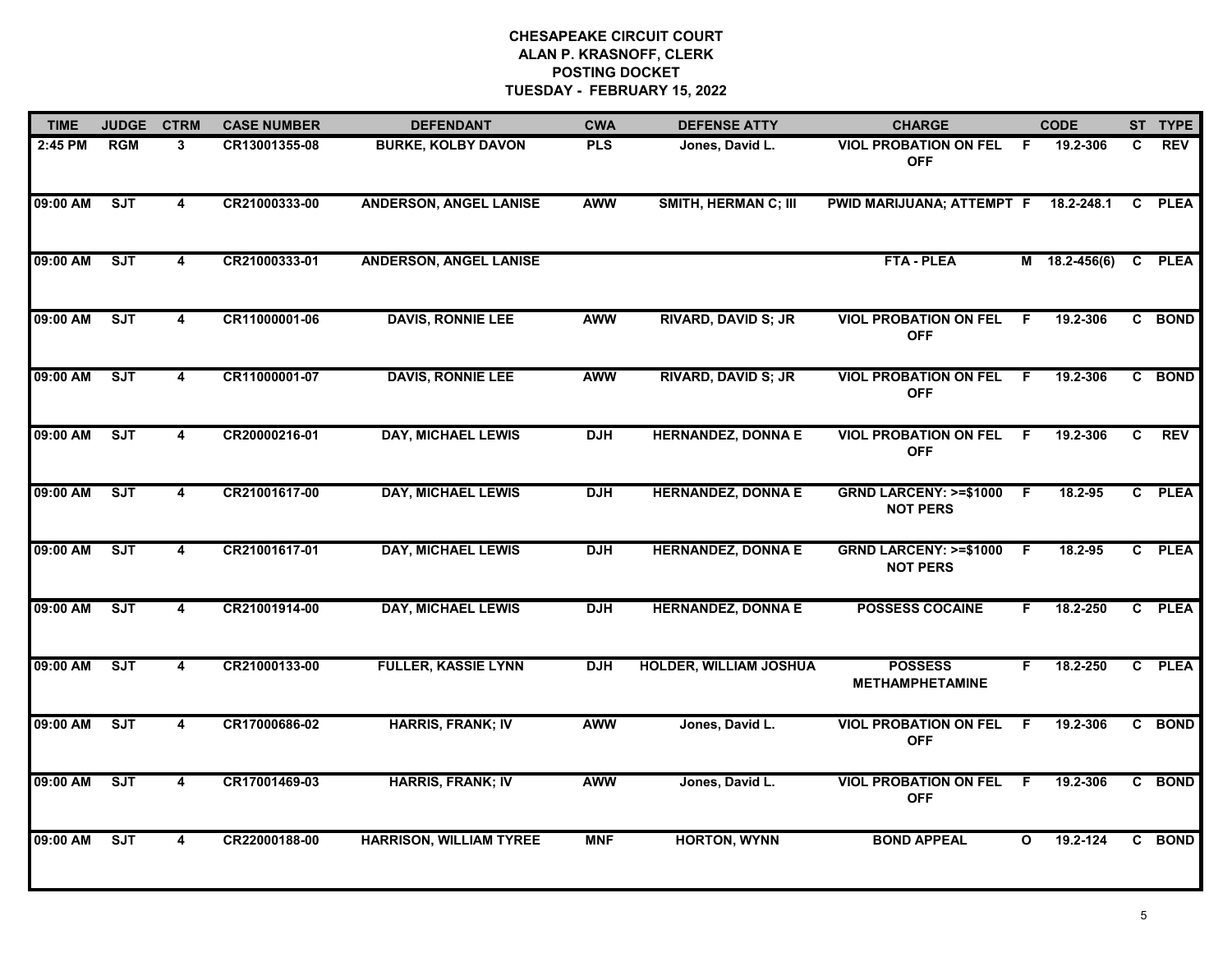# CHESAPEAKE CIRCUIT COURT
## ALAN P. KRASNOFF, CLERK
## POSTING DOCKET
## TUESDAY - FEBRUARY 15, 2022

| TIME | JUDGE | CTRM | CASE NUMBER | DEFENDANT | CWA | DEFENSE ATTY | CHARGE | | CODE | ST | TYPE |
|---|---|---|---|---|---|---|---|---|---|---|---|
| 2:45 PM | RGM | 3 | CR13001355-08 | BURKE, KOLBY DAVON | PLS | Jones, David L. | VIOL PROBATION ON FEL OFF | F | 19.2-306 | C | REV |
| 09:00 AM | SJT | 4 | CR21000333-00 | ANDERSON, ANGEL LANISE | AWW | SMITH, HERMAN C; III | PWID MARIJUANA; ATTEMPT | F | 18.2-248.1 | C | PLEA |
| 09:00 AM | SJT | 4 | CR21000333-01 | ANDERSON, ANGEL LANISE | | | FTA - PLEA | M | 18.2-456(6) | C | PLEA |
| 09:00 AM | SJT | 4 | CR11000001-06 | DAVIS, RONNIE LEE | AWW | RIVARD, DAVID S; JR | VIOL PROBATION ON FEL OFF | F | 19.2-306 | C | BOND |
| 09:00 AM | SJT | 4 | CR11000001-07 | DAVIS, RONNIE LEE | AWW | RIVARD, DAVID S; JR | VIOL PROBATION ON FEL OFF | F | 19.2-306 | C | BOND |
| 09:00 AM | SJT | 4 | CR20000216-01 | DAY, MICHAEL LEWIS | DJH | HERNANDEZ, DONNA E | VIOL PROBATION ON FEL OFF | F | 19.2-306 | C | REV |
| 09:00 AM | SJT | 4 | CR21001617-00 | DAY, MICHAEL LEWIS | DJH | HERNANDEZ, DONNA E | GRND LARCENY: >=$1000 NOT PERS | F | 18.2-95 | C | PLEA |
| 09:00 AM | SJT | 4 | CR21001617-01 | DAY, MICHAEL LEWIS | DJH | HERNANDEZ, DONNA E | GRND LARCENY: >=$1000 NOT PERS | F | 18.2-95 | C | PLEA |
| 09:00 AM | SJT | 4 | CR21001914-00 | DAY, MICHAEL LEWIS | DJH | HERNANDEZ, DONNA E | POSSESS COCAINE | F | 18.2-250 | C | PLEA |
| 09:00 AM | SJT | 4 | CR21000133-00 | FULLER, KASSIE LYNN | DJH | HOLDER, WILLIAM JOSHUA | POSSESS METHAMPHETAMINE | F | 18.2-250 | C | PLEA |
| 09:00 AM | SJT | 4 | CR17000686-02 | HARRIS, FRANK; IV | AWW | Jones, David L. | VIOL PROBATION ON FEL OFF | F | 19.2-306 | C | BOND |
| 09:00 AM | SJT | 4 | CR17001469-03 | HARRIS, FRANK; IV | AWW | Jones, David L. | VIOL PROBATION ON FEL OFF | F | 19.2-306 | C | BOND |
| 09:00 AM | SJT | 4 | CR22000188-00 | HARRISON, WILLIAM TYREE | MNF | HORTON, WYNN | BOND APPEAL | O | 19.2-124 | C | BOND |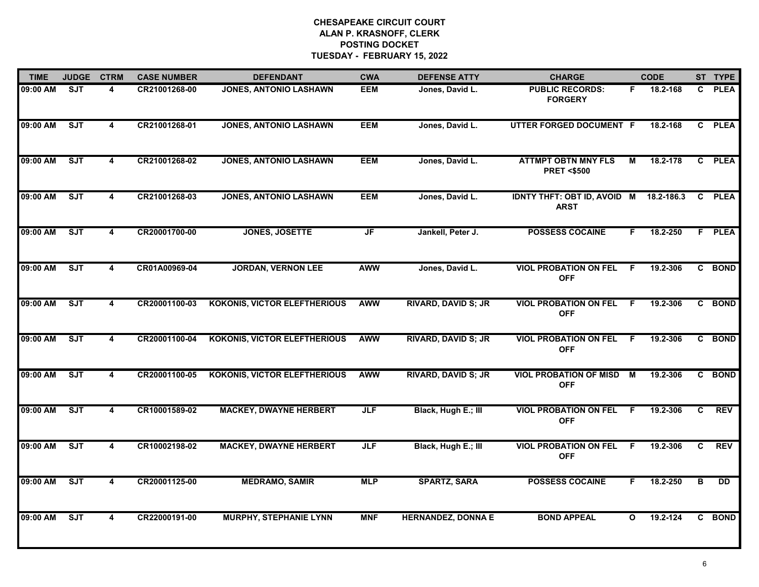# CHESAPEAKE CIRCUIT COURT
## ALAN P. KRASNOFF, CLERK
## POSTING DOCKET
## TUESDAY - FEBRUARY 15, 2022

| TIME | JUDGE | CTRM | CASE NUMBER | DEFENDANT | CWA | DEFENSE ATTY | CHARGE | | CODE | ST | TYPE |
|---|---|---|---|---|---|---|---|---|---|---|---|
| 09:00 AM | SJT | 4 | CR21001268-00 | JONES, ANTONIO LASHAWN | EEM | Jones, David L. | PUBLIC RECORDS: FORGERY | F | 18.2-168 | C | PLEA |
| 09:00 AM | SJT | 4 | CR21001268-01 | JONES, ANTONIO LASHAWN | EEM | Jones, David L. | UTTER FORGED DOCUMENT | F | 18.2-168 | C | PLEA |
| 09:00 AM | SJT | 4 | CR21001268-02 | JONES, ANTONIO LASHAWN | EEM | Jones, David L. | ATTMPT OBTN MNY FLS PRET <$500 | M | 18.2-178 | C | PLEA |
| 09:00 AM | SJT | 4 | CR21001268-03 | JONES, ANTONIO LASHAWN | EEM | Jones, David L. | IDNTY THFT: OBT ID, AVOID ARST | M | 18.2-186.3 | C | PLEA |
| 09:00 AM | SJT | 4 | CR20001700-00 | JONES, JOSETTE | JF | Jankell, Peter J. | POSSESS COCAINE | F | 18.2-250 | F | PLEA |
| 09:00 AM | SJT | 4 | CR01A00969-04 | JORDAN, VERNON LEE | AWW | Jones, David L. | VIOL PROBATION ON FEL OFF | F | 19.2-306 | C | BOND |
| 09:00 AM | SJT | 4 | CR20001100-03 | KOKONIS, VICTOR ELEFTHERIOUS | AWW | RIVARD, DAVID S; JR | VIOL PROBATION ON FEL OFF | F | 19.2-306 | C | BOND |
| 09:00 AM | SJT | 4 | CR20001100-04 | KOKONIS, VICTOR ELEFTHERIOUS | AWW | RIVARD, DAVID S; JR | VIOL PROBATION ON FEL OFF | F | 19.2-306 | C | BOND |
| 09:00 AM | SJT | 4 | CR20001100-05 | KOKONIS, VICTOR ELEFTHERIOUS | AWW | RIVARD, DAVID S; JR | VIOL PROBATION OF MISD OFF | M | 19.2-306 | C | BOND |
| 09:00 AM | SJT | 4 | CR10001589-02 | MACKEY, DWAYNE HERBERT | JLF | Black, Hugh E.; III | VIOL PROBATION ON FEL OFF | F | 19.2-306 | C | REV |
| 09:00 AM | SJT | 4 | CR10002198-02 | MACKEY, DWAYNE HERBERT | JLF | Black, Hugh E.; III | VIOL PROBATION ON FEL OFF | F | 19.2-306 | C | REV |
| 09:00 AM | SJT | 4 | CR20001125-00 | MEDRAMO, SAMIR | MLP | SPARTZ, SARA | POSSESS COCAINE | F | 18.2-250 | B | DD |
| 09:00 AM | SJT | 4 | CR22000191-00 | MURPHY, STEPHANIE LYNN | MNF | HERNANDEZ, DONNA E | BOND APPEAL | O | 19.2-124 | C | BOND |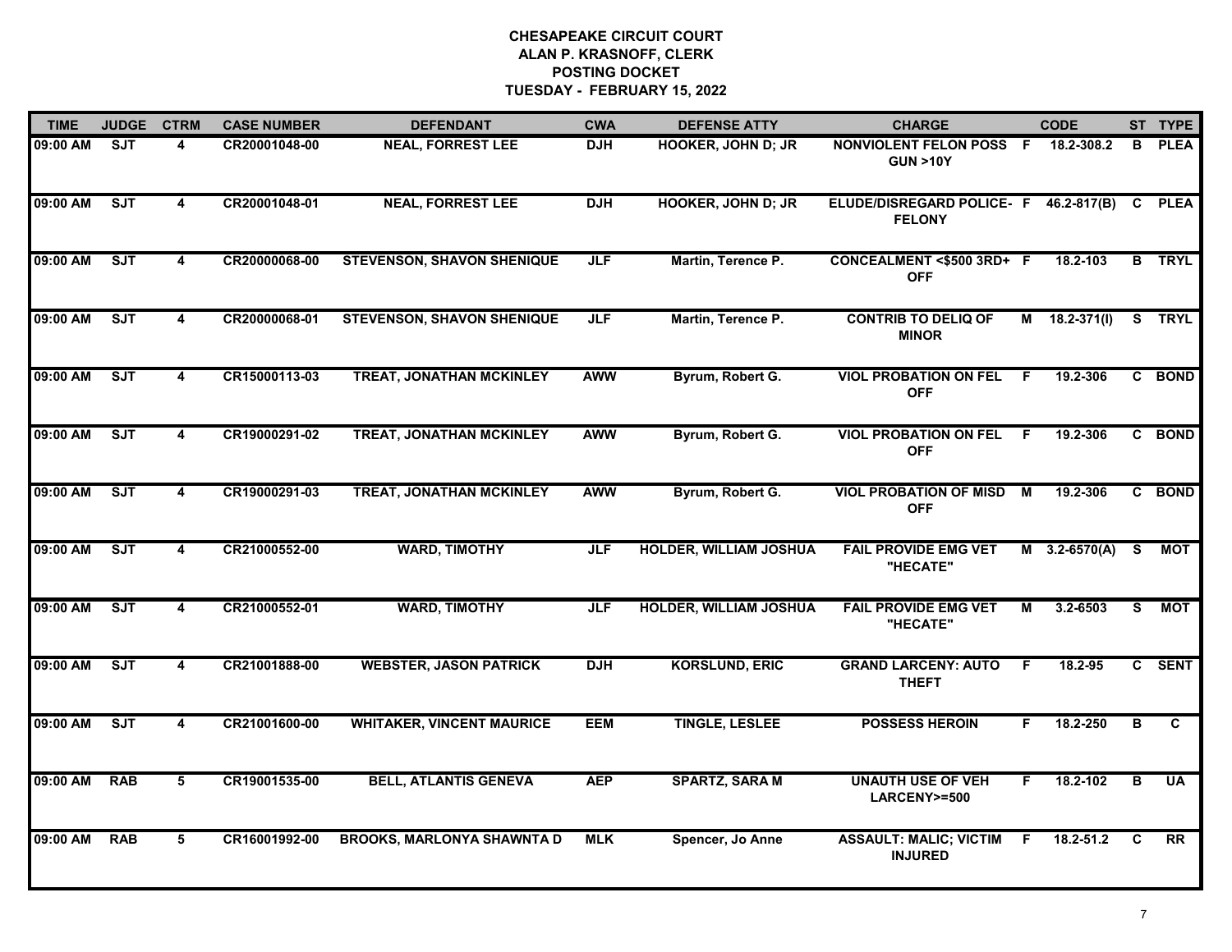**CHESAPEAKE CIRCUIT COURT**
**ALAN P. KRASNOFF, CLERK**
**POSTING DOCKET**
**TUESDAY - FEBRUARY 15, 2022**

| TIME | JUDGE | CTRM | CASE NUMBER | DEFENDANT | CWA | DEFENSE ATTY | CHARGE | | CODE | ST | TYPE |
|---|---|---|---|---|---|---|---|---|---|---|---|
| 09:00 AM | SJT | 4 | CR20001048-00 | NEAL, FORREST LEE | DJH | HOOKER, JOHN D; JR | NONVIOLENT FELON POSS GUN >10Y | F | 18.2-308.2 | B | PLEA |
| 09:00 AM | SJT | 4 | CR20001048-01 | NEAL, FORREST LEE | DJH | HOOKER, JOHN D; JR | ELUDE/DISREGARD POLICE-FELONY | F | 46.2-817(B) | C | PLEA |
| 09:00 AM | SJT | 4 | CR20000068-00 | STEVENSON, SHAVON SHENIQUE | JLF | Martin, Terence P. | CONCEALMENT <$500 3RD+ OFF | F | 18.2-103 | B | TRYL |
| 09:00 AM | SJT | 4 | CR20000068-01 | STEVENSON, SHAVON SHENIQUE | JLF | Martin, Terence P. | CONTRIB TO DELIQ OF MINOR | M | 18.2-371(I) | S | TRYL |
| 09:00 AM | SJT | 4 | CR15000113-03 | TREAT, JONATHAN MCKINLEY | AWW | Byrum, Robert G. | VIOL PROBATION ON FEL OFF | F | 19.2-306 | C | BOND |
| 09:00 AM | SJT | 4 | CR19000291-02 | TREAT, JONATHAN MCKINLEY | AWW | Byrum, Robert G. | VIOL PROBATION ON FEL OFF | F | 19.2-306 | C | BOND |
| 09:00 AM | SJT | 4 | CR19000291-03 | TREAT, JONATHAN MCKINLEY | AWW | Byrum, Robert G. | VIOL PROBATION OF MISD OFF | M | 19.2-306 | C | BOND |
| 09:00 AM | SJT | 4 | CR21000552-00 | WARD, TIMOTHY | JLF | HOLDER, WILLIAM JOSHUA | FAIL PROVIDE EMG VET "HECATE" | M | 3.2-6570(A) | S | MOT |
| 09:00 AM | SJT | 4 | CR21000552-01 | WARD, TIMOTHY | JLF | HOLDER, WILLIAM JOSHUA | FAIL PROVIDE EMG VET "HECATE" | M | 3.2-6503 | S | MOT |
| 09:00 AM | SJT | 4 | CR21001888-00 | WEBSTER, JASON PATRICK | DJH | KORSLUND, ERIC | GRAND LARCENY: AUTO THEFT | F | 18.2-95 | C | SENT |
| 09:00 AM | SJT | 4 | CR21001600-00 | WHITAKER, VINCENT MAURICE | EEM | TINGLE, LESLEE | POSSESS HEROIN | F | 18.2-250 | B | C |
| 09:00 AM | RAB | 5 | CR19001535-00 | BELL, ATLANTIS GENEVA | AEP | SPARTZ, SARA M | UNAUTH USE OF VEH LARCENY>=500 | F | 18.2-102 | B | UA |
| 09:00 AM | RAB | 5 | CR16001992-00 | BROOKS, MARLONYA SHAWNTA D | MLK | Spencer, Jo Anne | ASSAULT: MALIC; VICTIM INJURED | F | 18.2-51.2 | C | RR |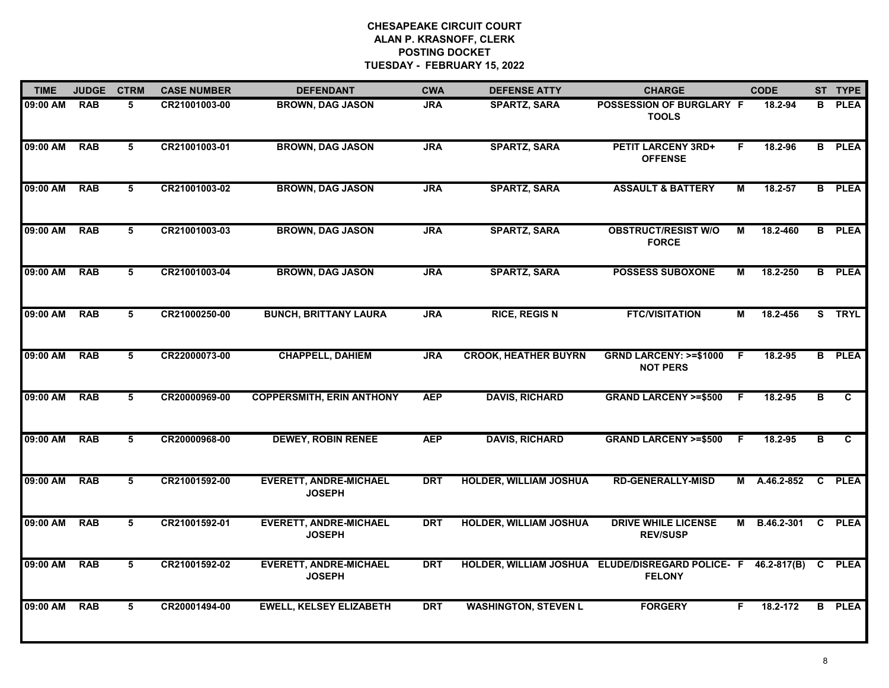# CHESAPEAKE CIRCUIT COURT
## ALAN P. KRASNOFF, CLERK
## POSTING DOCKET
## TUESDAY - FEBRUARY 15, 2022

| TIME | JUDGE | CTRM | CASE NUMBER | DEFENDANT | CWA | DEFENSE ATTY | CHARGE | | CODE | ST | TYPE |
|---|---|---|---|---|---|---|---|---|---|---|---|
| 09:00 AM | RAB | 5 | CR21001003-00 | BROWN, DAG JASON | JRA | SPARTZ, SARA | POSSESSION OF BURGLARY TOOLS | F | 18.2-94 | B | PLEA |
| 09:00 AM | RAB | 5 | CR21001003-01 | BROWN, DAG JASON | JRA | SPARTZ, SARA | PETIT LARCENY 3RD+ OFFENSE | F | 18.2-96 | B | PLEA |
| 09:00 AM | RAB | 5 | CR21001003-02 | BROWN, DAG JASON | JRA | SPARTZ, SARA | ASSAULT & BATTERY | M | 18.2-57 | B | PLEA |
| 09:00 AM | RAB | 5 | CR21001003-03 | BROWN, DAG JASON | JRA | SPARTZ, SARA | OBSTRUCT/RESIST W/O FORCE | M | 18.2-460 | B | PLEA |
| 09:00 AM | RAB | 5 | CR21001003-04 | BROWN, DAG JASON | JRA | SPARTZ, SARA | POSSESS SUBOXONE | M | 18.2-250 | B | PLEA |
| 09:00 AM | RAB | 5 | CR21000250-00 | BUNCH, BRITTANY LAURA | JRA | RICE, REGIS N | FTC/VISITATION | M | 18.2-456 | S | TRYL |
| 09:00 AM | RAB | 5 | CR22000073-00 | CHAPPELL, DAHIEM | JRA | CROOK, HEATHER BUYRN | GRND LARCENY: >=$1000 NOT PERS | F | 18.2-95 | B | PLEA |
| 09:00 AM | RAB | 5 | CR20000969-00 | COPPERSMITH, ERIN ANTHONY | AEP | DAVIS, RICHARD | GRAND LARCENY >=$500 | F | 18.2-95 | B | C |
| 09:00 AM | RAB | 5 | CR20000968-00 | DEWEY, ROBIN RENEE | AEP | DAVIS, RICHARD | GRAND LARCENY >=$500 | F | 18.2-95 | B | C |
| 09:00 AM | RAB | 5 | CR21001592-00 | EVERETT, ANDRE-MICHAEL JOSEPH | DRT | HOLDER, WILLIAM JOSHUA | RD-GENERALLY-MISD | M | A.46.2-852 | C | PLEA |
| 09:00 AM | RAB | 5 | CR21001592-01 | EVERETT, ANDRE-MICHAEL JOSEPH | DRT | HOLDER, WILLIAM JOSHUA | DRIVE WHILE LICENSE REV/SUSP | M | B.46.2-301 | C | PLEA |
| 09:00 AM | RAB | 5 | CR21001592-02 | EVERETT, ANDRE-MICHAEL JOSEPH | DRT | HOLDER, WILLIAM JOSHUA | ELUDE/DISREGARD POLICE-FELONY | F | 46.2-817(B) | C | PLEA |
| 09:00 AM | RAB | 5 | CR20001494-00 | EWELL, KELSEY ELIZABETH | DRT | WASHINGTON, STEVEN L | FORGERY | F | 18.2-172 | B | PLEA |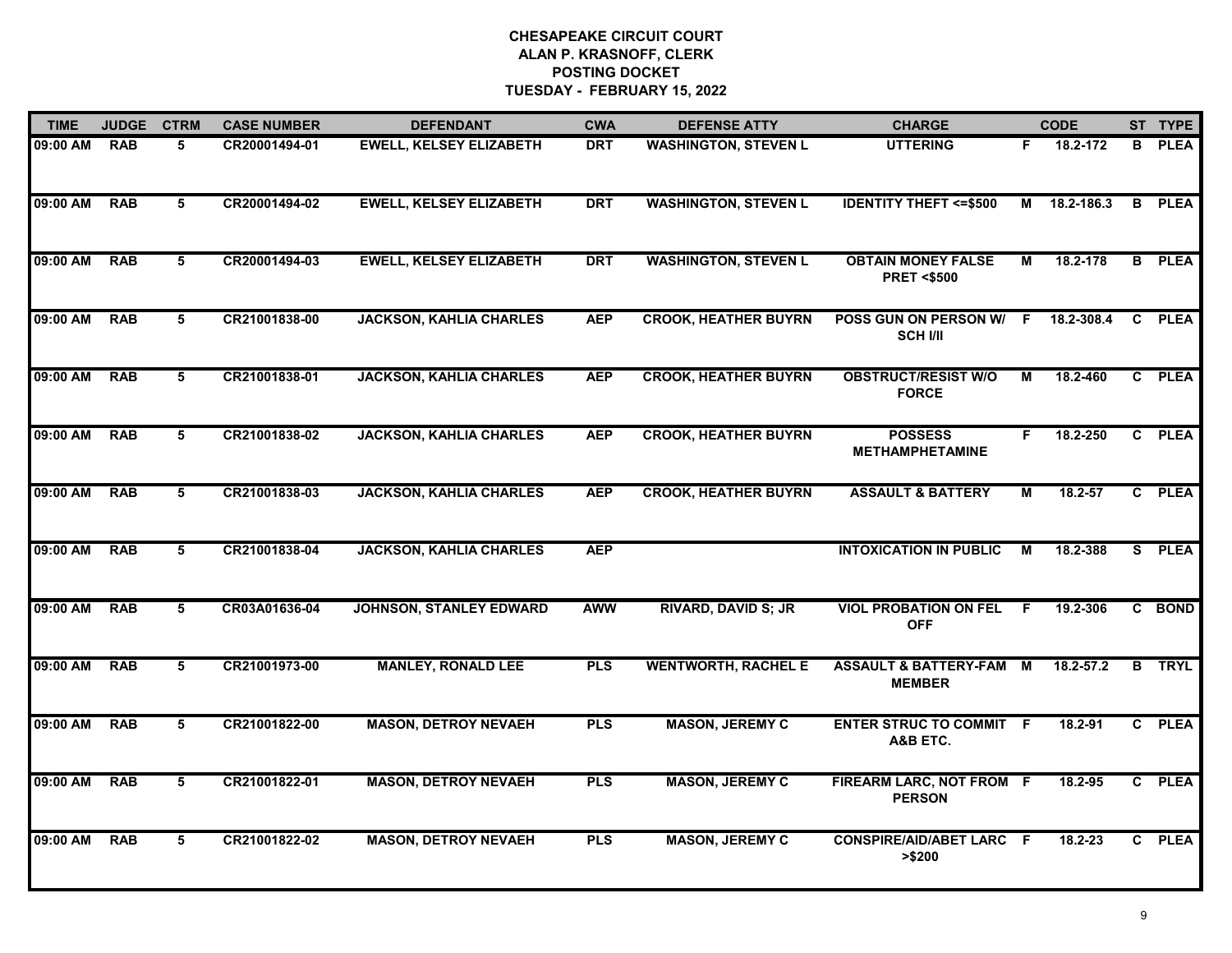# CHESAPEAKE CIRCUIT COURT
## ALAN P. KRASNOFF, CLERK
## POSTING DOCKET
## TUESDAY - FEBRUARY 15, 2022

| TIME | JUDGE | CTRM | CASE NUMBER | DEFENDANT | CWA | DEFENSE ATTY | CHARGE | | CODE | ST | TYPE |
|---|---|---|---|---|---|---|---|---|---|---|---|
| 09:00 AM | RAB | 5 | CR20001494-01 | EWELL, KELSEY ELIZABETH | DRT | WASHINGTON, STEVEN L | UTTERING | F | 18.2-172 | B | PLEA |
| 09:00 AM | RAB | 5 | CR20001494-02 | EWELL, KELSEY ELIZABETH | DRT | WASHINGTON, STEVEN L | IDENTITY THEFT <=$500 | M | 18.2-186.3 | B | PLEA |
| 09:00 AM | RAB | 5 | CR20001494-03 | EWELL, KELSEY ELIZABETH | DRT | WASHINGTON, STEVEN L | OBTAIN MONEY FALSE PRET <$500 | M | 18.2-178 | B | PLEA |
| 09:00 AM | RAB | 5 | CR21001838-00 | JACKSON, KAHLIA CHARLES | AEP | CROOK, HEATHER BUYRN | POSS GUN ON PERSON W/ SCH I/II | F | 18.2-308.4 | C | PLEA |
| 09:00 AM | RAB | 5 | CR21001838-01 | JACKSON, KAHLIA CHARLES | AEP | CROOK, HEATHER BUYRN | OBSTRUCT/RESIST W/O FORCE | M | 18.2-460 | C | PLEA |
| 09:00 AM | RAB | 5 | CR21001838-02 | JACKSON, KAHLIA CHARLES | AEP | CROOK, HEATHER BUYRN | POSSESS METHAMPHETAMINE | F | 18.2-250 | C | PLEA |
| 09:00 AM | RAB | 5 | CR21001838-03 | JACKSON, KAHLIA CHARLES | AEP | CROOK, HEATHER BUYRN | ASSAULT & BATTERY | M | 18.2-57 | C | PLEA |
| 09:00 AM | RAB | 5 | CR21001838-04 | JACKSON, KAHLIA CHARLES | AEP | | INTOXICATION IN PUBLIC | M | 18.2-388 | S | PLEA |
| 09:00 AM | RAB | 5 | CR03A01636-04 | JOHNSON, STANLEY EDWARD | AWW | RIVARD, DAVID S; JR | VIOL PROBATION ON FEL OFF | F | 19.2-306 | C | BOND |
| 09:00 AM | RAB | 5 | CR21001973-00 | MANLEY, RONALD LEE | PLS | WENTWORTH, RACHEL E | ASSAULT & BATTERY-FAM MEMBER | M | 18.2-57.2 | B | TRYL |
| 09:00 AM | RAB | 5 | CR21001822-00 | MASON, DETROY NEVAEH | PLS | MASON, JEREMY C | ENTER STRUC TO COMMIT A&B ETC. | F | 18.2-91 | C | PLEA |
| 09:00 AM | RAB | 5 | CR21001822-01 | MASON, DETROY NEVAEH | PLS | MASON, JEREMY C | FIREARM LARC, NOT FROM PERSON | F | 18.2-95 | C | PLEA |
| 09:00 AM | RAB | 5 | CR21001822-02 | MASON, DETROY NEVAEH | PLS | MASON, JEREMY C | CONSPIRE/AID/ABET LARC >$200 | F | 18.2-23 | C | PLEA |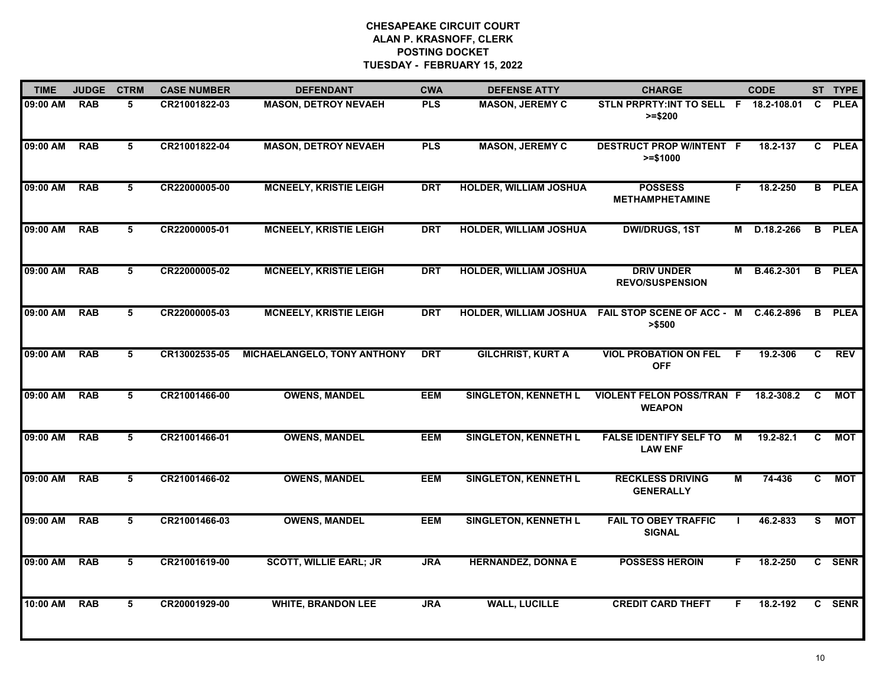# CHESAPEAKE CIRCUIT COURT
## ALAN P. KRASNOFF, CLERK
## POSTING DOCKET
## TUESDAY - FEBRUARY 15, 2022

| TIME | JUDGE | CTRM | CASE NUMBER | DEFENDANT | CWA | DEFENSE ATTY | CHARGE | | CODE | ST | TYPE |
|---|---|---|---|---|---|---|---|---|---|---|---|
| 09:00 AM | RAB | 5 | CR21001822-03 | MASON, DETROY NEVAEH | PLS | MASON, JEREMY C | STLN PRPRTY:INT TO SELL >=$200 | F | 18.2-108.01 | C | PLEA |
| 09:00 AM | RAB | 5 | CR21001822-04 | MASON, DETROY NEVAEH | PLS | MASON, JEREMY C | DESTRUCT PROP W/INTENT >=$1000 | F | 18.2-137 | C | PLEA |
| 09:00 AM | RAB | 5 | CR22000005-00 | MCNEELY, KRISTIE LEIGH | DRT | HOLDER, WILLIAM JOSHUA | POSSESS METHAMPHETAMINE | F | 18.2-250 | B | PLEA |
| 09:00 AM | RAB | 5 | CR22000005-01 | MCNEELY, KRISTIE LEIGH | DRT | HOLDER, WILLIAM JOSHUA | DWI/DRUGS, 1ST | M | D.18.2-266 | B | PLEA |
| 09:00 AM | RAB | 5 | CR22000005-02 | MCNEELY, KRISTIE LEIGH | DRT | HOLDER, WILLIAM JOSHUA | DRIV UNDER REVO/SUSPENSION | M | B.46.2-301 | B | PLEA |
| 09:00 AM | RAB | 5 | CR22000005-03 | MCNEELY, KRISTIE LEIGH | DRT | HOLDER, WILLIAM JOSHUA | FAIL STOP SCENE OF ACC - >$500 | M | C.46.2-896 | B | PLEA |
| 09:00 AM | RAB | 5 | CR13002535-05 | MICHAELANGELO, TONY ANTHONY | DRT | GILCHRIST, KURT A | VIOL PROBATION ON FEL OFF | F | 19.2-306 | C | REV |
| 09:00 AM | RAB | 5 | CR21001466-00 | OWENS, MANDEL | EEM | SINGLETON, KENNETH L | VIOLENT FELON POSS/TRAN WEAPON | F | 18.2-308.2 | C | MOT |
| 09:00 AM | RAB | 5 | CR21001466-01 | OWENS, MANDEL | EEM | SINGLETON, KENNETH L | FALSE IDENTIFY SELF TO LAW ENF | M | 19.2-82.1 | C | MOT |
| 09:00 AM | RAB | 5 | CR21001466-02 | OWENS, MANDEL | EEM | SINGLETON, KENNETH L | RECKLESS DRIVING GENERALLY | M | 74-436 | C | MOT |
| 09:00 AM | RAB | 5 | CR21001466-03 | OWENS, MANDEL | EEM | SINGLETON, KENNETH L | FAIL TO OBEY TRAFFIC SIGNAL | I | 46.2-833 | S | MOT |
| 09:00 AM | RAB | 5 | CR21001619-00 | SCOTT, WILLIE EARL; JR | JRA | HERNANDEZ, DONNA E | POSSESS HEROIN | F | 18.2-250 | C | SENR |
| 10:00 AM | RAB | 5 | CR20001929-00 | WHITE, BRANDON LEE | JRA | WALL, LUCILLE | CREDIT CARD THEFT | F | 18.2-192 | C | SENR |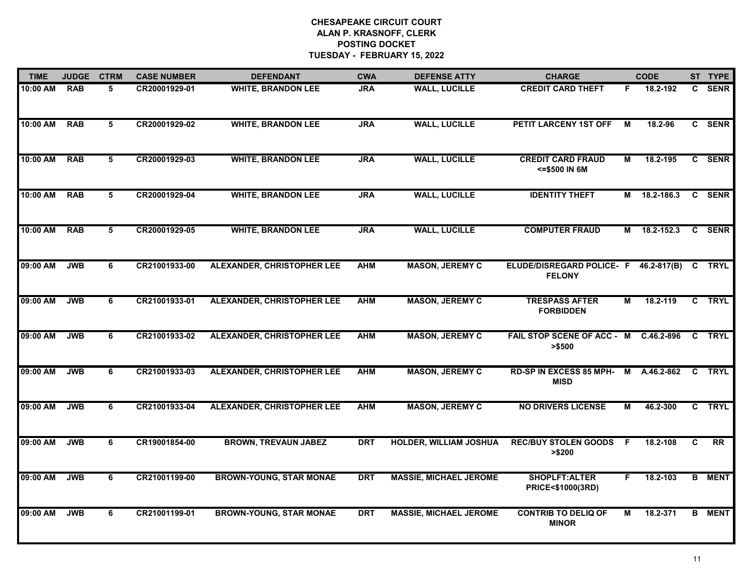**CHESAPEAKE CIRCUIT COURT**
**ALAN P. KRASNOFF, CLERK**
**POSTING DOCKET**
**TUESDAY - FEBRUARY 15, 2022**

| TIME | JUDGE | CTRM | CASE NUMBER | DEFENDANT | CWA | DEFENSE ATTY | CHARGE | | CODE | ST | TYPE |
|---|---|---|---|---|---|---|---|---|---|---|---|
| 10:00 AM | RAB | 5 | CR20001929-01 | WHITE, BRANDON LEE | JRA | WALL, LUCILLE | CREDIT CARD THEFT | F | 18.2-192 | C | SENR |
| 10:00 AM | RAB | 5 | CR20001929-02 | WHITE, BRANDON LEE | JRA | WALL, LUCILLE | PETIT LARCENY 1ST OFF | M | 18.2-96 | C | SENR |
| 10:00 AM | RAB | 5 | CR20001929-03 | WHITE, BRANDON LEE | JRA | WALL, LUCILLE | CREDIT CARD FRAUD <=$500 IN 6M | M | 18.2-195 | C | SENR |
| 10:00 AM | RAB | 5 | CR20001929-04 | WHITE, BRANDON LEE | JRA | WALL, LUCILLE | IDENTITY THEFT | M | 18.2-186.3 | C | SENR |
| 10:00 AM | RAB | 5 | CR20001929-05 | WHITE, BRANDON LEE | JRA | WALL, LUCILLE | COMPUTER FRAUD | M | 18.2-152.3 | C | SENR |
| 09:00 AM | JWB | 6 | CR21001933-00 | ALEXANDER, CHRISTOPHER LEE | AHM | MASON, JEREMY C | ELUDE/DISREGARD POLICE- FELONY | F | 46.2-817(B) | C | TRYL |
| 09:00 AM | JWB | 6 | CR21001933-01 | ALEXANDER, CHRISTOPHER LEE | AHM | MASON, JEREMY C | TRESPASS AFTER FORBIDDEN | M | 18.2-119 | C | TRYL |
| 09:00 AM | JWB | 6 | CR21001933-02 | ALEXANDER, CHRISTOPHER LEE | AHM | MASON, JEREMY C | FAIL STOP SCENE OF ACC - >$500 | M | C.46.2-896 | C | TRYL |
| 09:00 AM | JWB | 6 | CR21001933-03 | ALEXANDER, CHRISTOPHER LEE | AHM | MASON, JEREMY C | RD-SP IN EXCESS 85 MPH-MISD | M | A.46.2-862 | C | TRYL |
| 09:00 AM | JWB | 6 | CR21001933-04 | ALEXANDER, CHRISTOPHER LEE | AHM | MASON, JEREMY C | NO DRIVERS LICENSE | M | 46.2-300 | C | TRYL |
| 09:00 AM | JWB | 6 | CR19001854-00 | BROWN, TREVAUN JABEZ | DRT | HOLDER, WILLIAM JOSHUA | REC/BUY STOLEN GOODS >$200 | F | 18.2-108 | C | RR |
| 09:00 AM | JWB | 6 | CR21001199-00 | BROWN-YOUNG, STAR MONAE | DRT | MASSIE, MICHAEL JEROME | SHOPLFT:ALTER PRICE<$1000(3RD) | F | 18.2-103 | B | MENT |
| 09:00 AM | JWB | 6 | CR21001199-01 | BROWN-YOUNG, STAR MONAE | DRT | MASSIE, MICHAEL JEROME | CONTRIB TO DELIQ OF MINOR | M | 18.2-371 | B | MENT |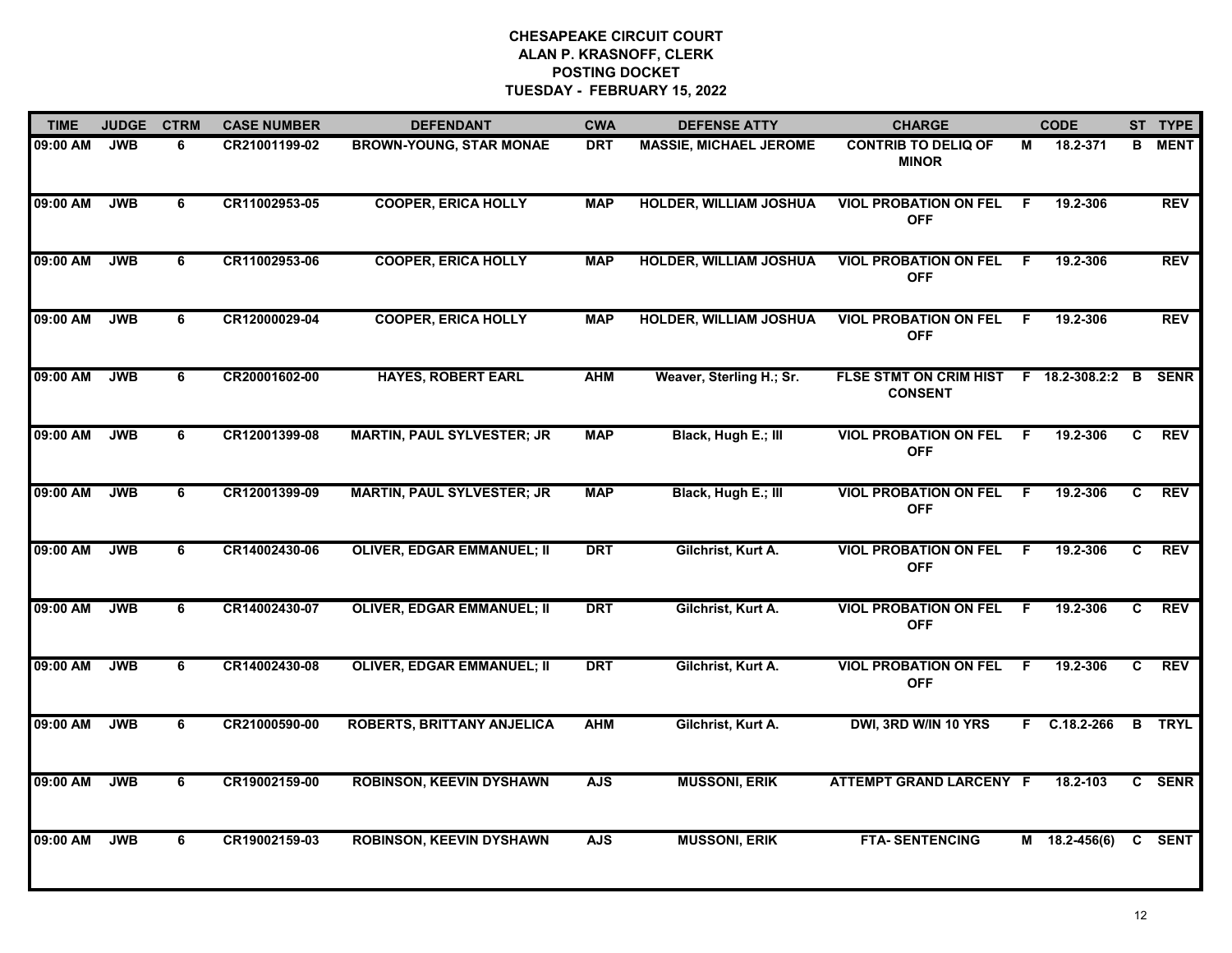# CHESAPEAKE CIRCUIT COURT
## ALAN P. KRASNOFF, CLERK
## POSTING DOCKET
## TUESDAY - FEBRUARY 15, 2022

| TIME | JUDGE | CTRM | CASE NUMBER | DEFENDANT | CWA | DEFENSE ATTY | CHARGE | | CODE | ST | TYPE |
|---|---|---|---|---|---|---|---|---|---|---|---|
| 09:00 AM | JWB | 6 | CR21001199-02 | BROWN-YOUNG, STAR MONAE | DRT | MASSIE, MICHAEL JEROME | CONTRIB TO DELIQ OF MINOR | M | 18.2-371 | B | MENT |
| 09:00 AM | JWB | 6 | CR11002953-05 | COOPER, ERICA HOLLY | MAP | HOLDER, WILLIAM JOSHUA | VIOL PROBATION ON FEL OFF | F | 19.2-306 | | REV |
| 09:00 AM | JWB | 6 | CR11002953-06 | COOPER, ERICA HOLLY | MAP | HOLDER, WILLIAM JOSHUA | VIOL PROBATION ON FEL OFF | F | 19.2-306 | | REV |
| 09:00 AM | JWB | 6 | CR12000029-04 | COOPER, ERICA HOLLY | MAP | HOLDER, WILLIAM JOSHUA | VIOL PROBATION ON FEL OFF | F | 19.2-306 | | REV |
| 09:00 AM | JWB | 6 | CR20001602-00 | HAYES, ROBERT EARL | AHM | Weaver, Sterling H.; Sr. | FLSE STMT ON CRIM HIST CONSENT | F | 18.2-308.2:2 | B | SENR |
| 09:00 AM | JWB | 6 | CR12001399-08 | MARTIN, PAUL SYLVESTER; JR | MAP | Black, Hugh E.; III | VIOL PROBATION ON FEL OFF | F | 19.2-306 | C | REV |
| 09:00 AM | JWB | 6 | CR12001399-09 | MARTIN, PAUL SYLVESTER; JR | MAP | Black, Hugh E.; III | VIOL PROBATION ON FEL OFF | F | 19.2-306 | C | REV |
| 09:00 AM | JWB | 6 | CR14002430-06 | OLIVER, EDGAR EMMANUEL; II | DRT | Gilchrist, Kurt A. | VIOL PROBATION ON FEL OFF | F | 19.2-306 | C | REV |
| 09:00 AM | JWB | 6 | CR14002430-07 | OLIVER, EDGAR EMMANUEL; II | DRT | Gilchrist, Kurt A. | VIOL PROBATION ON FEL OFF | F | 19.2-306 | C | REV |
| 09:00 AM | JWB | 6 | CR14002430-08 | OLIVER, EDGAR EMMANUEL; II | DRT | Gilchrist, Kurt A. | VIOL PROBATION ON FEL OFF | F | 19.2-306 | C | REV |
| 09:00 AM | JWB | 6 | CR21000590-00 | ROBERTS, BRITTANY ANJELICA | AHM | Gilchrist, Kurt A. | DWI, 3RD W/IN 10 YRS | F | C.18.2-266 | B | TRYL |
| 09:00 AM | JWB | 6 | CR19002159-00 | ROBINSON, KEEVIN DYSHAWN | AJS | MUSSONI, ERIK | ATTEMPT GRAND LARCENY | F | 18.2-103 | C | SENR |
| 09:00 AM | JWB | 6 | CR19002159-03 | ROBINSON, KEEVIN DYSHAWN | AJS | MUSSONI, ERIK | FTA- SENTENCING | M | 18.2-456(6) | C | SENT |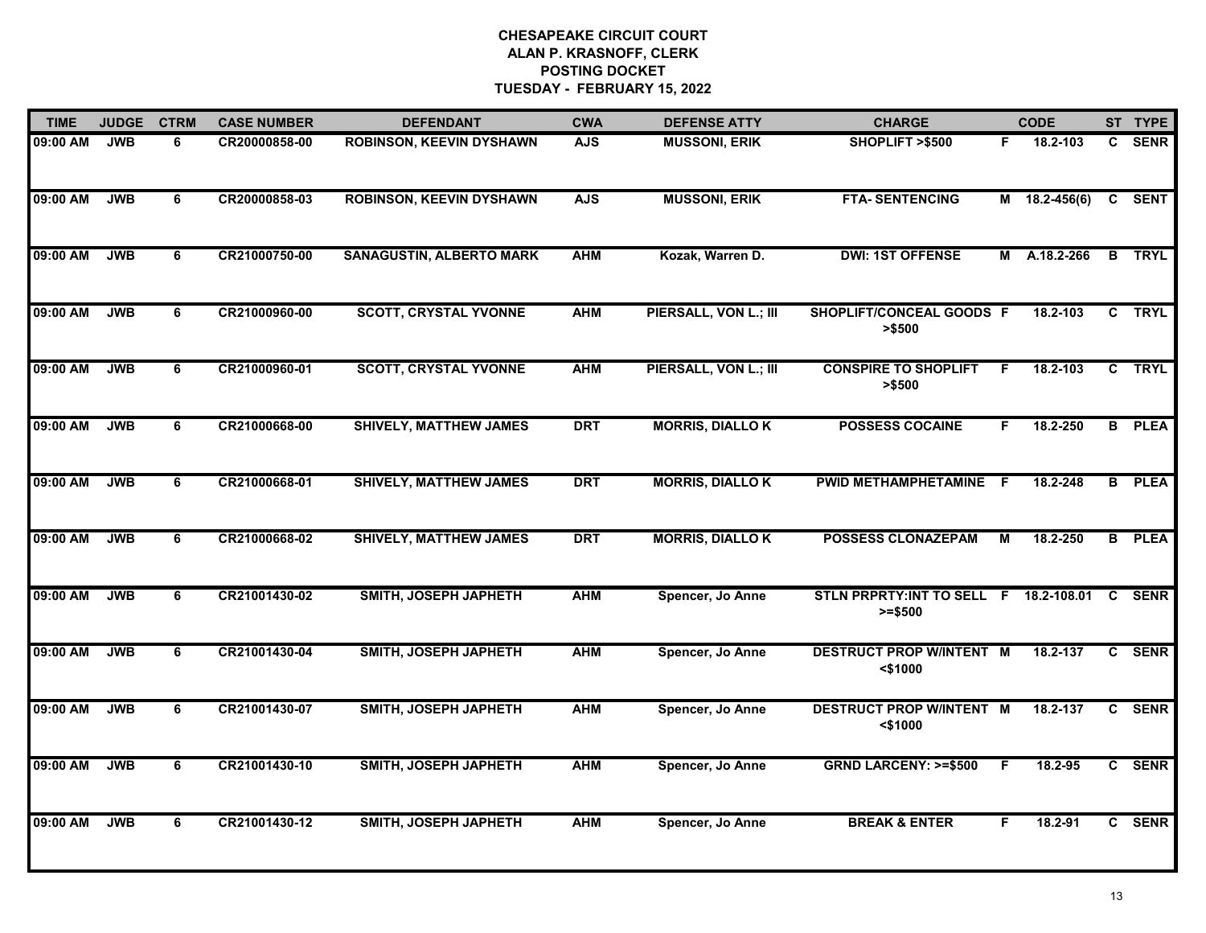**CHESAPEAKE CIRCUIT COURT**
**ALAN P. KRASNOFF, CLERK**
**POSTING DOCKET**
**TUESDAY - FEBRUARY 15, 2022**

| TIME | JUDGE | CTRM | CASE NUMBER | DEFENDANT | CWA | DEFENSE ATTY | CHARGE | | CODE | ST | TYPE |
|---|---|---|---|---|---|---|---|---|---|---|---|
| 09:00 AM | JWB | 6 | CR20000858-00 | ROBINSON, KEEVIN DYSHAWN | AJS | MUSSONI, ERIK | SHOPLIFT >$500 | F | 18.2-103 | C | SENR |
| 09:00 AM | JWB | 6 | CR20000858-03 | ROBINSON, KEEVIN DYSHAWN | AJS | MUSSONI, ERIK | FTA- SENTENCING | M | 18.2-456(6) | C | SENT |
| 09:00 AM | JWB | 6 | CR21000750-00 | SANAGUSTIN, ALBERTO MARK | AHM | Kozak, Warren D. | DWI: 1ST OFFENSE | M | A.18.2-266 | B | TRYL |
| 09:00 AM | JWB | 6 | CR21000960-00 | SCOTT, CRYSTAL YVONNE | AHM | PIERSALL, VON L.; III | SHOPLIFT/CONCEAL GOODS >$500 | F | 18.2-103 | C | TRYL |
| 09:00 AM | JWB | 6 | CR21000960-01 | SCOTT, CRYSTAL YVONNE | AHM | PIERSALL, VON L.; III | CONSPIRE TO SHOPLIFT >$500 | F | 18.2-103 | C | TRYL |
| 09:00 AM | JWB | 6 | CR21000668-00 | SHIVELY, MATTHEW JAMES | DRT | MORRIS, DIALLO K | POSSESS COCAINE | F | 18.2-250 | B | PLEA |
| 09:00 AM | JWB | 6 | CR21000668-01 | SHIVELY, MATTHEW JAMES | DRT | MORRIS, DIALLO K | PWID METHAMPHETAMINE | F | 18.2-248 | B | PLEA |
| 09:00 AM | JWB | 6 | CR21000668-02 | SHIVELY, MATTHEW JAMES | DRT | MORRIS, DIALLO K | POSSESS CLONAZEPAM | M | 18.2-250 | B | PLEA |
| 09:00 AM | JWB | 6 | CR21001430-02 | SMITH, JOSEPH JAPHETH | AHM | Spencer, Jo Anne | STLN PRPRTY:INT TO SELL >=$500 | F | 18.2-108.01 | C | SENR |
| 09:00 AM | JWB | 6 | CR21001430-04 | SMITH, JOSEPH JAPHETH | AHM | Spencer, Jo Anne | DESTRUCT PROP W/INTENT <$1000 | M | 18.2-137 | C | SENR |
| 09:00 AM | JWB | 6 | CR21001430-07 | SMITH, JOSEPH JAPHETH | AHM | Spencer, Jo Anne | DESTRUCT PROP W/INTENT <$1000 | M | 18.2-137 | C | SENR |
| 09:00 AM | JWB | 6 | CR21001430-10 | SMITH, JOSEPH JAPHETH | AHM | Spencer, Jo Anne | GRND LARCENY: >=$500 | F | 18.2-95 | C | SENR |
| 09:00 AM | JWB | 6 | CR21001430-12 | SMITH, JOSEPH JAPHETH | AHM | Spencer, Jo Anne | BREAK & ENTER | F | 18.2-91 | C | SENR |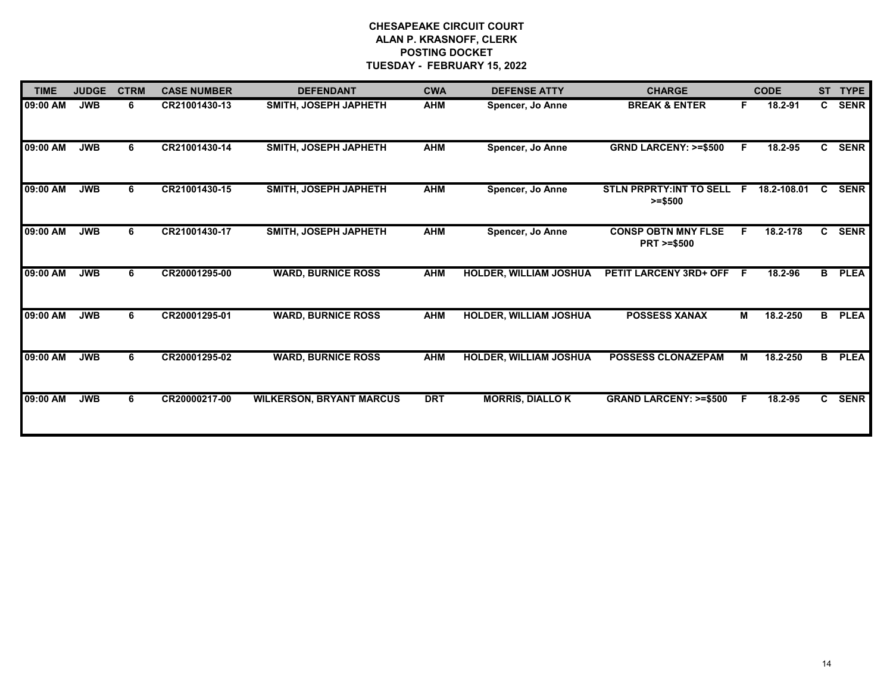**CHESAPEAKE CIRCUIT COURT**
**ALAN P. KRASNOFF, CLERK**
**POSTING DOCKET**
**TUESDAY - FEBRUARY 15, 2022**

| TIME | JUDGE | CTRM | CASE NUMBER | DEFENDANT | CWA | DEFENSE ATTY | CHARGE | | CODE | ST | TYPE |
|---|---|---|---|---|---|---|---|---|---|---|---|
| 09:00 AM | JWB | 6 | CR21001430-13 | SMITH, JOSEPH JAPHETH | AHM | Spencer, Jo Anne | BREAK & ENTER | F | 18.2-91 | C | SENR |
| 09:00 AM | JWB | 6 | CR21001430-14 | SMITH, JOSEPH JAPHETH | AHM | Spencer, Jo Anne | GRND LARCENY: >=$500 | F | 18.2-95 | C | SENR |
| 09:00 AM | JWB | 6 | CR21001430-15 | SMITH, JOSEPH JAPHETH | AHM | Spencer, Jo Anne | STLN PRPRTY:INT TO SELL >=$500 | F | 18.2-108.01 | C | SENR |
| 09:00 AM | JWB | 6 | CR21001430-17 | SMITH, JOSEPH JAPHETH | AHM | Spencer, Jo Anne | CONSP OBTN MNY FLSE PRT >=$500 | F | 18.2-178 | C | SENR |
| 09:00 AM | JWB | 6 | CR20001295-00 | WARD, BURNICE ROSS | AHM | HOLDER, WILLIAM JOSHUA | PETIT LARCENY 3RD+ OFF | F | 18.2-96 | B | PLEA |
| 09:00 AM | JWB | 6 | CR20001295-01 | WARD, BURNICE ROSS | AHM | HOLDER, WILLIAM JOSHUA | POSSESS XANAX | M | 18.2-250 | B | PLEA |
| 09:00 AM | JWB | 6 | CR20001295-02 | WARD, BURNICE ROSS | AHM | HOLDER, WILLIAM JOSHUA | POSSESS CLONAZEPAM | M | 18.2-250 | B | PLEA |
| 09:00 AM | JWB | 6 | CR20000217-00 | WILKERSON, BRYANT MARCUS | DRT | MORRIS, DIALLO K | GRAND LARCENY: >=$500 | F | 18.2-95 | C | SENR |